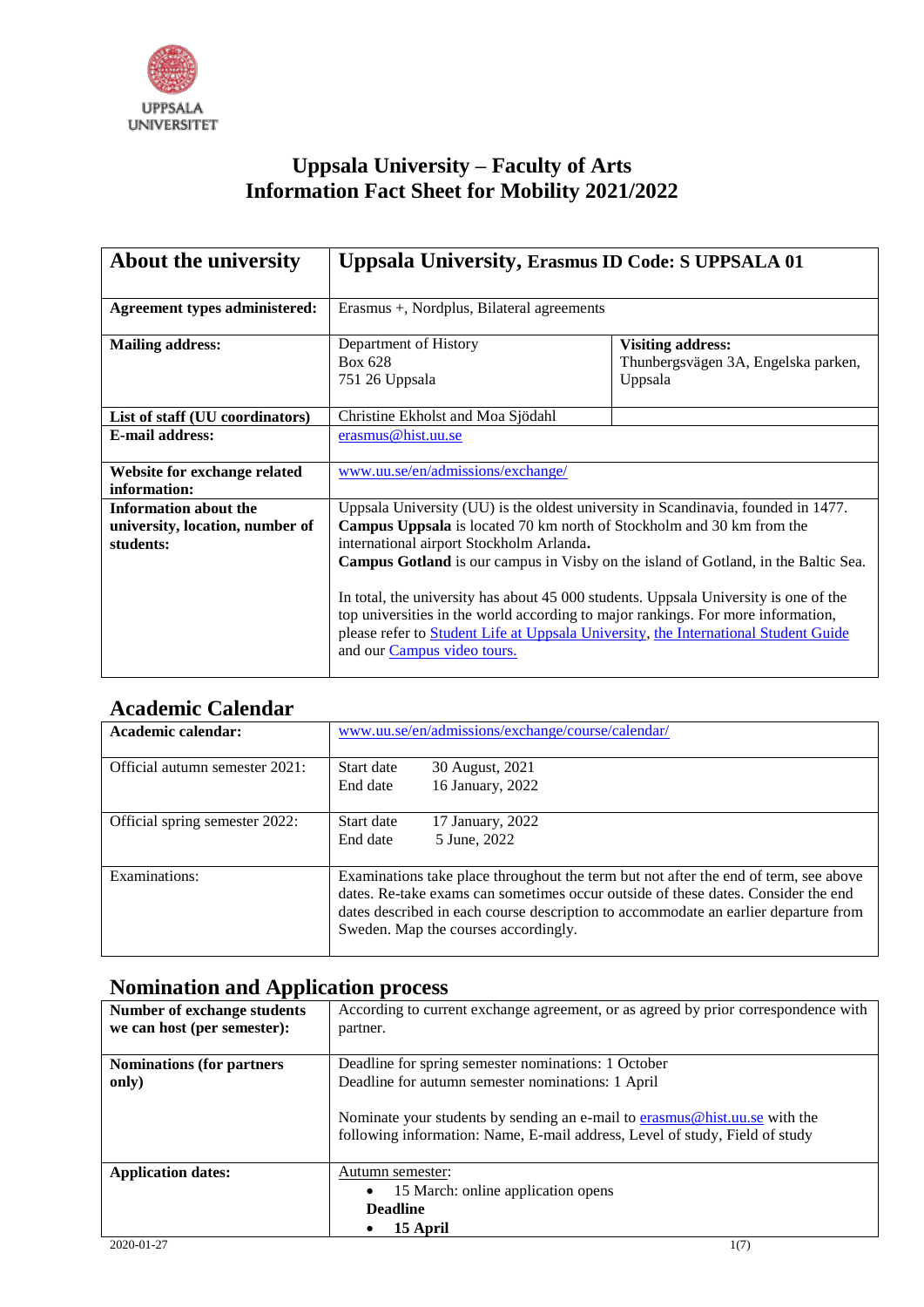# Uppsala University – Faculty of Arts
# Information Fact Sheet for Mobility 2021/2022

| **About the university** | **Uppsala University, Erasmus ID Code: S UPPSALA 01** | |
|---|---|---|
| **Agreement types administered:** | Erasmus +, Nordplus, Bilateral agreements | |
| **Mailing address:** | Department of History<br>Box 628<br>751 26 Uppsala | **Visiting address:**<br>Thunbergsvägen 3A, Engelska parken, Uppsala |
| **List of staff (UU coordinators)** | Christine Ekholst and Moa Sjödahl | |
| **E-mail address:** | erasmus@hist.uu.se | |
| **Website for exchange related information:** | www.uu.se/en/admissions/exchange/ | |
| **Information about the university, location, number of students:** | Uppsala University (UU) is the oldest university in Scandinavia, founded in 1477. **Campus Uppsala** is located 70 km north of Stockholm and 30 km from the international airport Stockholm Arlanda**.**<br>**Campus Gotland** is our campus in Visby on the island of Gotland, in the Baltic Sea.<br><br>In total, the university has about 45 000 students. Uppsala University is one of the top universities in the world according to major rankings. For more information, please refer to Student Life at Uppsala University, the International Student Guide and our Campus video tours. | |

## Academic Calendar

| **Academic calendar:** | www.uu.se/en/admissions/exchange/course/calendar/ |
|---|---|
| Official autumn semester 2021: | Start date 30 August, 2021<br>End date 16 January, 2022 |
| Official spring semester 2022: | Start date 17 January, 2022<br>End date 5 June, 2022 |
| Examinations: | Examinations take place throughout the term but not after the end of term, see above dates. Re-take exams can sometimes occur outside of these dates. Consider the end dates described in each course description to accommodate an earlier departure from Sweden. Map the courses accordingly. |

## Nomination and Application process

| **Number of exchange students we can host (per semester):** | According to current exchange agreement, or as agreed by prior correspondence with partner. |
|---|---|
| **Nominations (for partners only)** | Deadline for spring semester nominations: 1 October<br>Deadline for autumn semester nominations: 1 April<br><br>Nominate your students by sending an e-mail to erasmus@hist.uu.se with the following information: Name, E-mail address, Level of study, Field of study |
| **Application dates:** | Autumn semester:<br>• 15 March: online application opens<br>**Deadline**<br>• **15 April** |

2020-01-27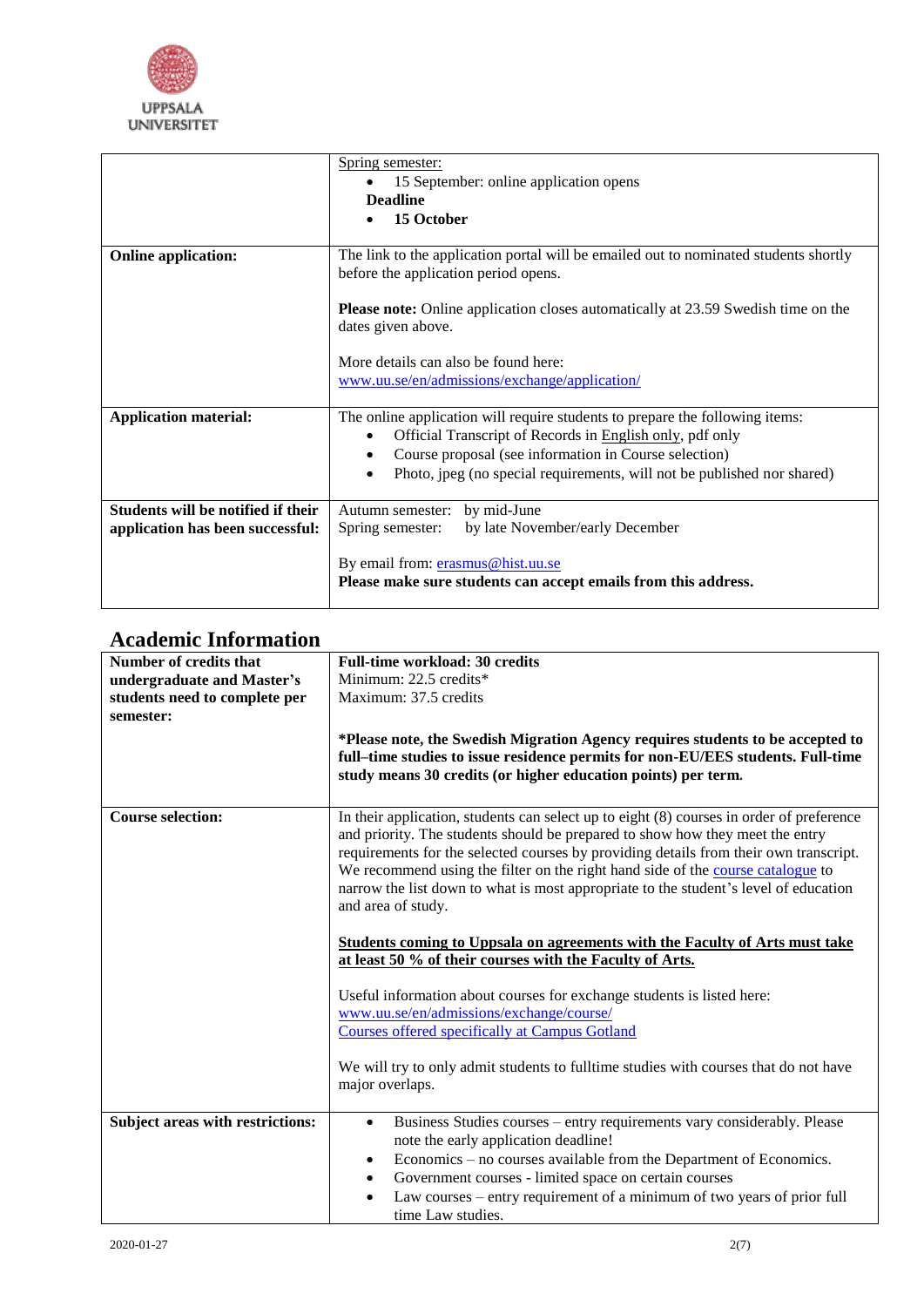| | |
|---|---|
| | Spring semester:<br>• 15 September: online application opens<br>**Deadline**<br>• **15 October** |
| **Online application:** | The link to the application portal will be emailed out to nominated students shortly before the application period opens.<br><br>**Please note:** Online application closes automatically at 23.59 Swedish time on the dates given above.<br><br>More details can also be found here:<br>www.uu.se/en/admissions/exchange/application/ |
| **Application material:** | The online application will require students to prepare the following items:<br>• Official Transcript of Records in English only, pdf only<br>• Course proposal (see information in Course selection)<br>• Photo, jpeg (no special requirements, will not be published nor shared) |
| **Students will be notified if their application has been successful:** | Autumn semester: by mid-June<br>Spring semester: by late November/early December<br><br>By email from: erasmus@hist.uu.se<br>**Please make sure students can accept emails from this address.** |

## Academic Information

| | |
|---|---|
| **Number of credits that undergraduate and Master's students need to complete per semester:** | **Full-time workload: 30 credits**<br>Minimum: 22.5 credits*<br>Maximum: 37.5 credits<br><br>***Please note, the Swedish Migration Agency requires students to be accepted to full–time studies to issue residence permits for non-EU/EES students. Full-time study means 30 credits (or higher education points) per term.** |
| **Course selection:** | In their application, students can select up to eight (8) courses in order of preference and priority. The students should be prepared to show how they meet the entry requirements for the selected courses by providing details from their own transcript. We recommend using the filter on the right hand side of the course catalogue to narrow the list down to what is most appropriate to the student's level of education and area of study.<br><br>**Students coming to Uppsala on agreements with the Faculty of Arts must take at least 50 % of their courses with the Faculty of Arts.**<br><br>Useful information about courses for exchange students is listed here:<br>www.uu.se/en/admissions/exchange/course/<br>Courses offered specifically at Campus Gotland<br><br>We will try to only admit students to fulltime studies with courses that do not have major overlaps. |
| **Subject areas with restrictions:** | • Business Studies courses – entry requirements vary considerably. Please note the early application deadline!<br>• Economics – no courses available from the Department of Economics.<br>• Government courses - limited space on certain courses<br>• Law courses – entry requirement of a minimum of two years of prior full time Law studies. |

2020-01-27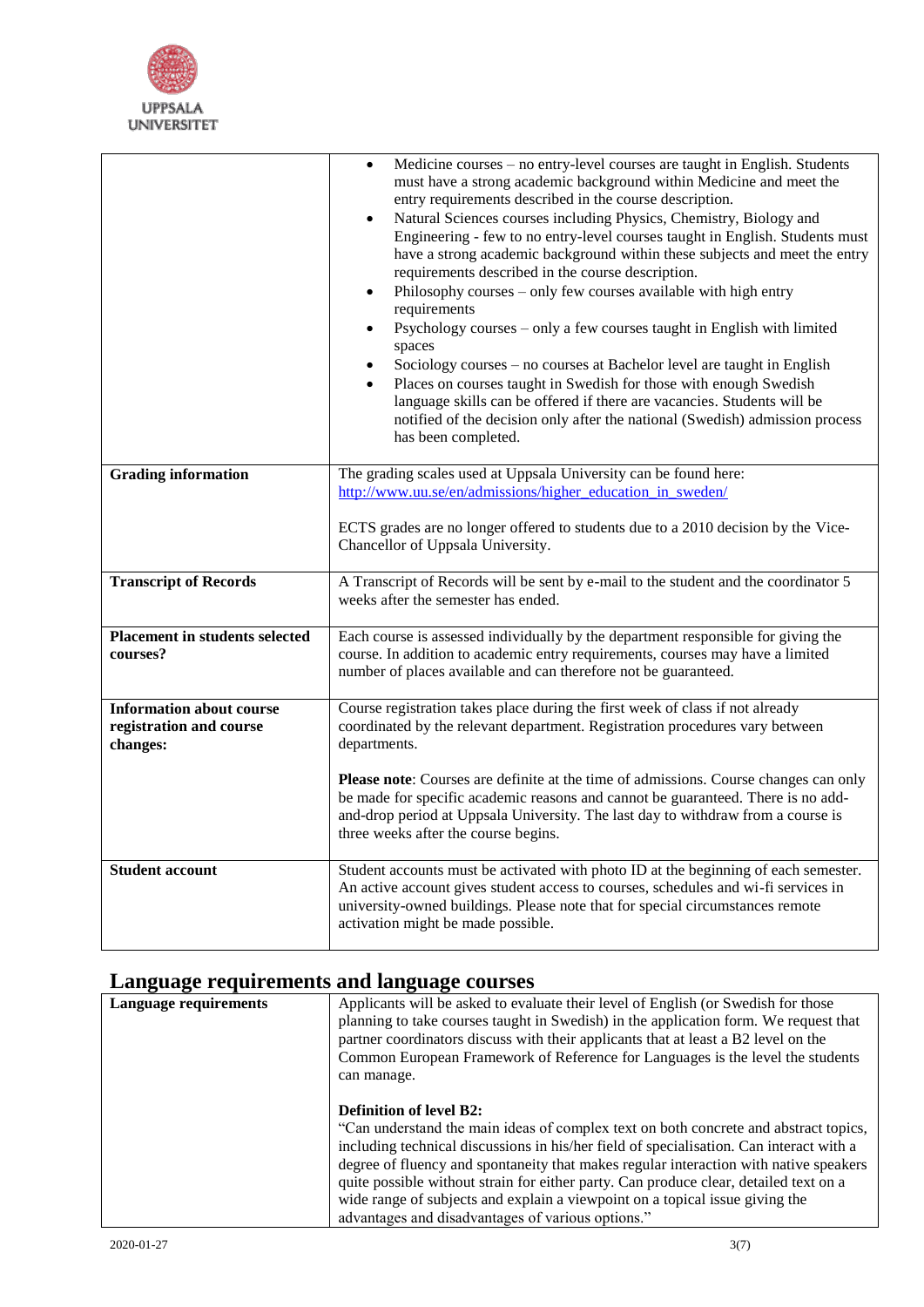| | |
|---|---|
| | • Medicine courses – no entry-level courses are taught in English. Students must have a strong academic background within Medicine and meet the entry requirements described in the course description.<br>• Natural Sciences courses including Physics, Chemistry, Biology and Engineering - few to no entry-level courses taught in English. Students must have a strong academic background within these subjects and meet the entry requirements described in the course description.<br>• Philosophy courses – only few courses available with high entry requirements<br>• Psychology courses – only a few courses taught in English with limited spaces<br>• Sociology courses – no courses at Bachelor level are taught in English<br>• Places on courses taught in Swedish for those with enough Swedish language skills can be offered if there are vacancies. Students will be notified of the decision only after the national (Swedish) admission process has been completed. |
| **Grading information** | The grading scales used at Uppsala University can be found here: http://www.uu.se/en/admissions/higher_education_in_sweden/<br><br>ECTS grades are no longer offered to students due to a 2010 decision by the Vice-Chancellor of Uppsala University. |
| **Transcript of Records** | A Transcript of Records will be sent by e-mail to the student and the coordinator 5 weeks after the semester has ended. |
| **Placement in students selected courses?** | Each course is assessed individually by the department responsible for giving the course. In addition to academic entry requirements, courses may have a limited number of places available and can therefore not be guaranteed. |
| **Information about course registration and course changes:** | Course registration takes place during the first week of class if not already coordinated by the relevant department. Registration procedures vary between departments.<br><br>**Please note**: Courses are definite at the time of admissions. Course changes can only be made for specific academic reasons and cannot be guaranteed. There is no add-and-drop period at Uppsala University. The last day to withdraw from a course is three weeks after the course begins. |
| **Student account** | Student accounts must be activated with photo ID at the beginning of each semester. An active account gives student access to courses, schedules and wi-fi services in university-owned buildings. Please note that for special circumstances remote activation might be made possible. |

## Language requirements and language courses

| | |
|---|---|
| **Language requirements** | Applicants will be asked to evaluate their level of English (or Swedish for those planning to take courses taught in Swedish) in the application form. We request that partner coordinators discuss with their applicants that at least a B2 level on the Common European Framework of Reference for Languages is the level the students can manage.<br><br>**Definition of level B2:**<br>"Can understand the main ideas of complex text on both concrete and abstract topics, including technical discussions in his/her field of specialisation. Can interact with a degree of fluency and spontaneity that makes regular interaction with native speakers quite possible without strain for either party. Can produce clear, detailed text on a wide range of subjects and explain a viewpoint on a topical issue giving the advantages and disadvantages of various options." |

2020-01-27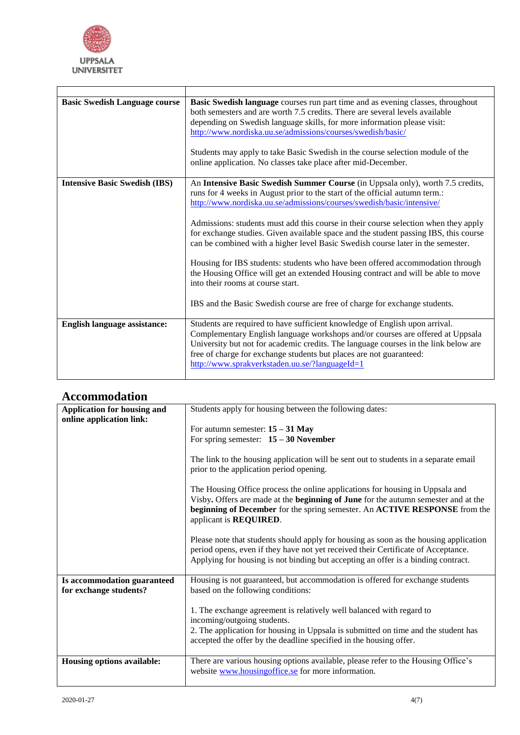| | |
|---|---|
| **Basic Swedish Language course** | **Basic Swedish language** courses run part time and as evening classes, throughout both semesters and are worth 7.5 credits. There are several levels available depending on Swedish language skills, for more information please visit: http://www.nordiska.uu.se/admissions/courses/swedish/basic/<br><br>Students may apply to take Basic Swedish in the course selection module of the online application. No classes take place after mid-December. |
| **Intensive Basic Swedish (IBS)** | An **Intensive Basic Swedish Summer Course** (in Uppsala only), worth 7.5 credits, runs for 4 weeks in August prior to the start of the official autumn term.: http://www.nordiska.uu.se/admissions/courses/swedish/basic/intensive/<br><br>Admissions: students must add this course in their course selection when they apply for exchange studies. Given available space and the student passing IBS, this course can be combined with a higher level Basic Swedish course later in the semester.<br><br>Housing for IBS students: students who have been offered accommodation through the Housing Office will get an extended Housing contract and will be able to move into their rooms at course start.<br><br>IBS and the Basic Swedish course are free of charge for exchange students. |
| **English language assistance:** | Students are required to have sufficient knowledge of English upon arrival. Complementary English language workshops and/or courses are offered at Uppsala University but not for academic credits. The language courses in the link below are free of charge for exchange students but places are not guaranteed: http://www.sprakverkstaden.uu.se/?languageId=1 |

## Accommodation

| | |
|---|---|
| **Application for housing and online application link:** | Students apply for housing between the following dates:<br><br>For autumn semester: **15 – 31 May**<br>For spring semester: **15 – 30 November**<br><br>The link to the housing application will be sent out to students in a separate email prior to the application period opening.<br><br>The Housing Office process the online applications for housing in Uppsala and Visby**.** Offers are made at the **beginning of June** for the autumn semester and at the **beginning of December** for the spring semester. An **ACTIVE RESPONSE** from the applicant is **REQUIRED**.<br><br>Please note that students should apply for housing as soon as the housing application period opens, even if they have not yet received their Certificate of Acceptance. Applying for housing is not binding but accepting an offer is a binding contract. |
| **Is accommodation guaranteed for exchange students?** | Housing is not guaranteed, but accommodation is offered for exchange students based on the following conditions:<br><br>1. The exchange agreement is relatively well balanced with regard to incoming/outgoing students.<br>2. The application for housing in Uppsala is submitted on time and the student has accepted the offer by the deadline specified in the housing offer. |
| **Housing options available:** | There are various housing options available, please refer to the Housing Office's website www.housingoffice.se for more information. |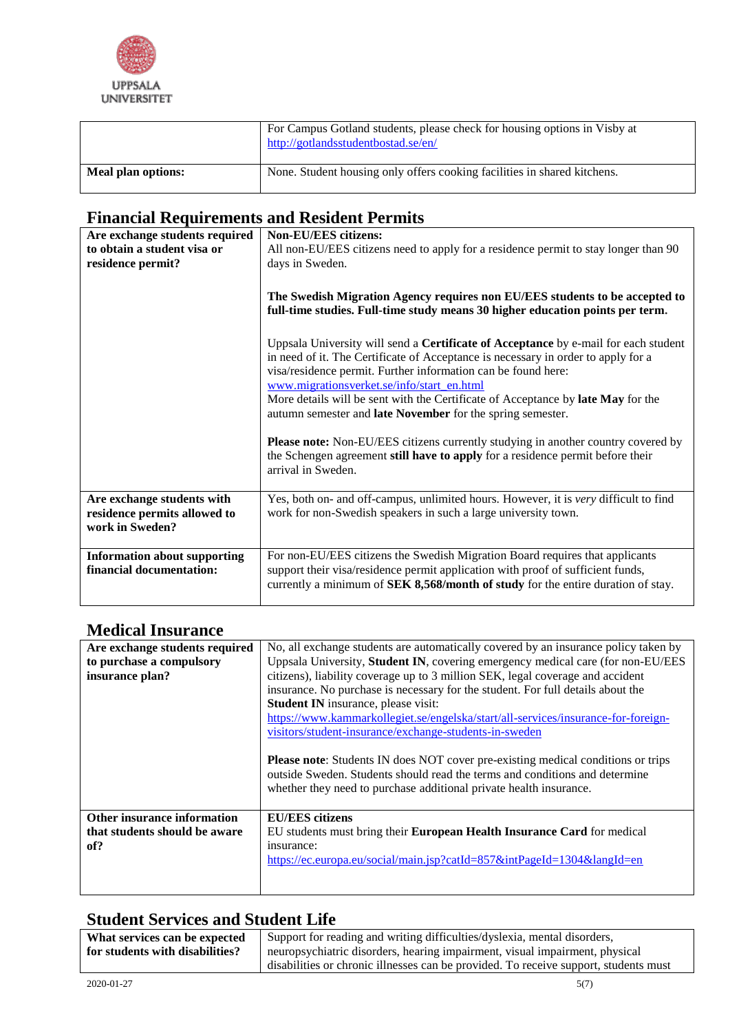| | For Campus Gotland students, please check for housing options in Visby at http://gotlandsstudentbostad.se/en/ |
|---|---|
| **Meal plan options:** | None. Student housing only offers cooking facilities in shared kitchens. |

## Financial Requirements and Resident Permits

| | |
|---|---|
| **Are exchange students required to obtain a student visa or residence permit?** | **Non-EU/EES citizens:**<br>All non-EU/EES citizens need to apply for a residence permit to stay longer than 90 days in Sweden.<br><br>**The Swedish Migration Agency requires non EU/EES students to be accepted to full-time studies. Full-time study means 30 higher education points per term.**<br><br>Uppsala University will send a **Certificate of Acceptance** by e-mail for each student in need of it. The Certificate of Acceptance is necessary in order to apply for a visa/residence permit. Further information can be found here: www.migrationsverket.se/info/start_en.html<br>More details will be sent with the Certificate of Acceptance by **late May** for the autumn semester and **late November** for the spring semester.<br><br>**Please note:** Non-EU/EES citizens currently studying in another country covered by the Schengen agreement **still have to apply** for a residence permit before their arrival in Sweden. |
| **Are exchange students with residence permits allowed to work in Sweden?** | Yes, both on- and off-campus, unlimited hours. However, it is *very* difficult to find work for non-Swedish speakers in such a large university town. |
| **Information about supporting financial documentation:** | For non-EU/EES citizens the Swedish Migration Board requires that applicants support their visa/residence permit application with proof of sufficient funds, currently a minimum of **SEK 8,568/month of study** for the entire duration of stay. |

## Medical Insurance

| | |
|---|---|
| **Are exchange students required to purchase a compulsory insurance plan?** | No, all exchange students are automatically covered by an insurance policy taken by Uppsala University, **Student IN**, covering emergency medical care (for non-EU/EES citizens), liability coverage up to 3 million SEK, legal coverage and accident insurance. No purchase is necessary for the student. For full details about the **Student IN** insurance, please visit: https://www.kammarkollegiet.se/engelska/start/all-services/insurance-for-foreign-visitors/student-insurance/exchange-students-in-sweden<br><br>**Please note**: Students IN does NOT cover pre-existing medical conditions or trips outside Sweden. Students should read the terms and conditions and determine whether they need to purchase additional private health insurance. |
| **Other insurance information that students should be aware of?** | **EU/EES citizens**<br>EU students must bring their **European Health Insurance Card** for medical insurance:<br>https://ec.europa.eu/social/main.jsp?catId=857&intPageId=1304&langId=en |

## Student Services and Student Life

| | |
|---|---|
| **What services can be expected for students with disabilities?** | Support for reading and writing difficulties/dyslexia, mental disorders, neuropsychiatric disorders, hearing impairment, visual impairment, physical disabilities or chronic illnesses can be provided. To receive support, students must |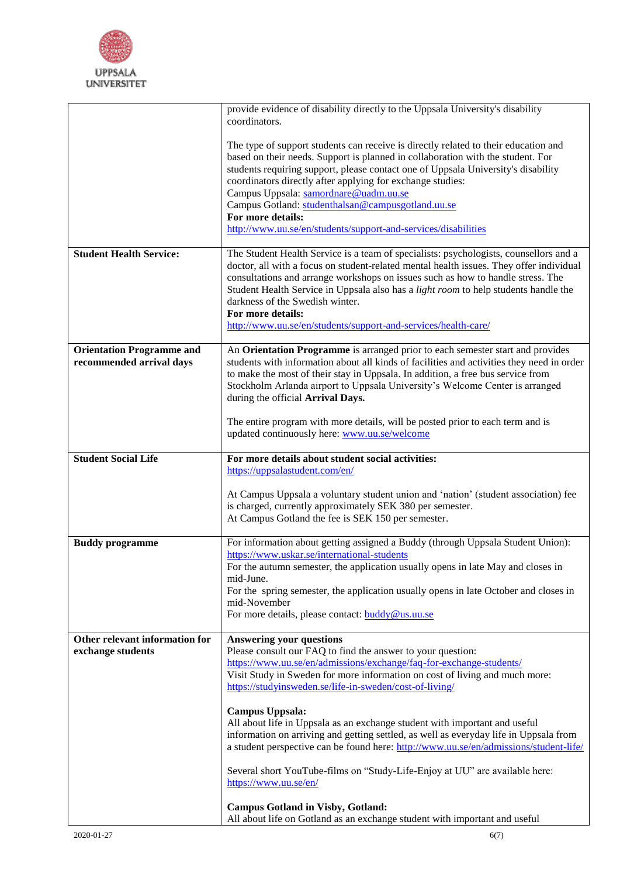| | |
|---|---|
| | provide evidence of disability directly to the Uppsala University's disability coordinators.<br><br>The type of support students can receive is directly related to their education and based on their needs. Support is planned in collaboration with the student. For students requiring support, please contact one of Uppsala University's disability coordinators directly after applying for exchange studies:<br>Campus Uppsala: samordnare@uadm.uu.se<br>Campus Gotland: studenthalsan@campusgotland.uu.se<br>**For more details:**<br>http://www.uu.se/en/students/support-and-services/disabilities |
| **Student Health Service:** | The Student Health Service is a team of specialists: psychologists, counsellors and a doctor, all with a focus on student-related mental health issues. They offer individual consultations and arrange workshops on issues such as how to handle stress. The Student Health Service in Uppsala also has a *light room* to help students handle the darkness of the Swedish winter.<br>**For more details:**<br>http://www.uu.se/en/students/support-and-services/health-care/ |
| **Orientation Programme and recommended arrival days** | An **Orientation Programme** is arranged prior to each semester start and provides students with information about all kinds of facilities and activities they need in order to make the most of their stay in Uppsala. In addition, a free bus service from Stockholm Arlanda airport to Uppsala University's Welcome Center is arranged during the official **Arrival Days.**<br><br>The entire program with more details, will be posted prior to each term and is updated continuously here: www.uu.se/welcome |
| **Student Social Life** | **For more details about student social activities:**<br>https://uppsalastudent.com/en/<br><br>At Campus Uppsala a voluntary student union and 'nation' (student association) fee is charged, currently approximately SEK 380 per semester.<br>At Campus Gotland the fee is SEK 150 per semester. |
| **Buddy programme** | For information about getting assigned a Buddy (through Uppsala Student Union):<br>https://www.uskar.se/international-students<br>For the autumn semester, the application usually opens in late May and closes in mid-June.<br>For the spring semester, the application usually opens in late October and closes in mid-November<br>For more details, please contact: buddy@us.uu.se |
| **Other relevant information for exchange students** | **Answering your questions**<br>Please consult our FAQ to find the answer to your question:<br>https://www.uu.se/en/admissions/exchange/faq-for-exchange-students/<br>Visit Study in Sweden for more information on cost of living and much more:<br>https://studyinsweden.se/life-in-sweden/cost-of-living/<br><br>**Campus Uppsala:**<br>All about life in Uppsala as an exchange student with important and useful information on arriving and getting settled, as well as everyday life in Uppsala from a student perspective can be found here: http://www.uu.se/en/admissions/student-life/<br><br>Several short YouTube-films on "Study-Life-Enjoy at UU" are available here:<br>https://www.uu.se/en/<br><br>**Campus Gotland in Visby, Gotland:**<br>All about life on Gotland as an exchange student with important and useful |

2020-01-27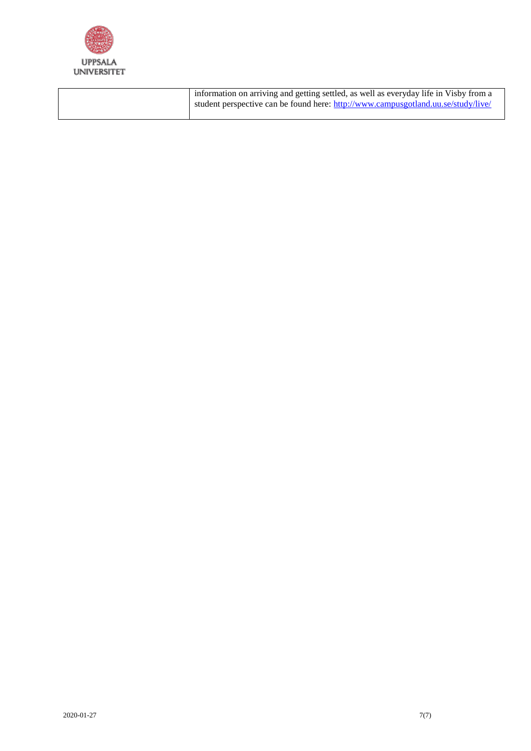| | |
|---|---|
| | information on arriving and getting settled, as well as everyday life in Visby from a student perspective can be found here: http://www.campusgotland.uu.se/study/live/ |